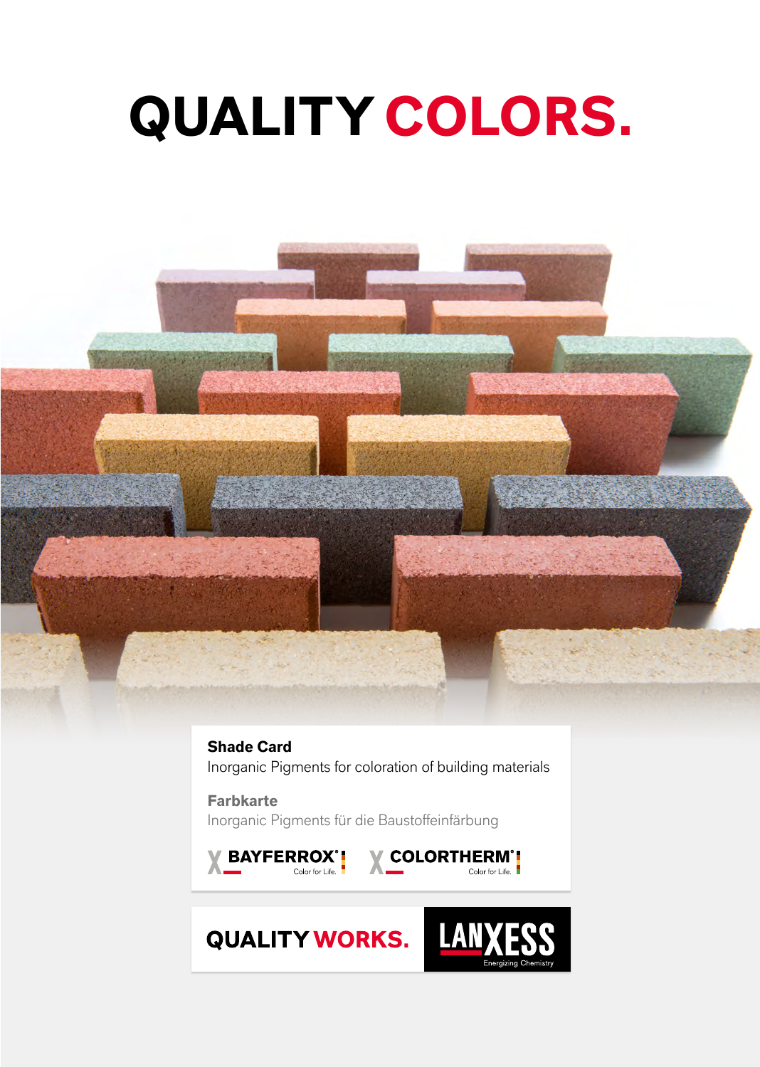# QUALITY COLORS.

**Shade Card**
Inorganic Pigments for coloration of building materials

**Farbkarte**
Inorganic Pigments für die Baustoffeinfärbung

BAYFERROX® Color for Life.

COLORTHERM® Color for Life.

QUALITY WORKS.

LANXESS Energizing Chemistry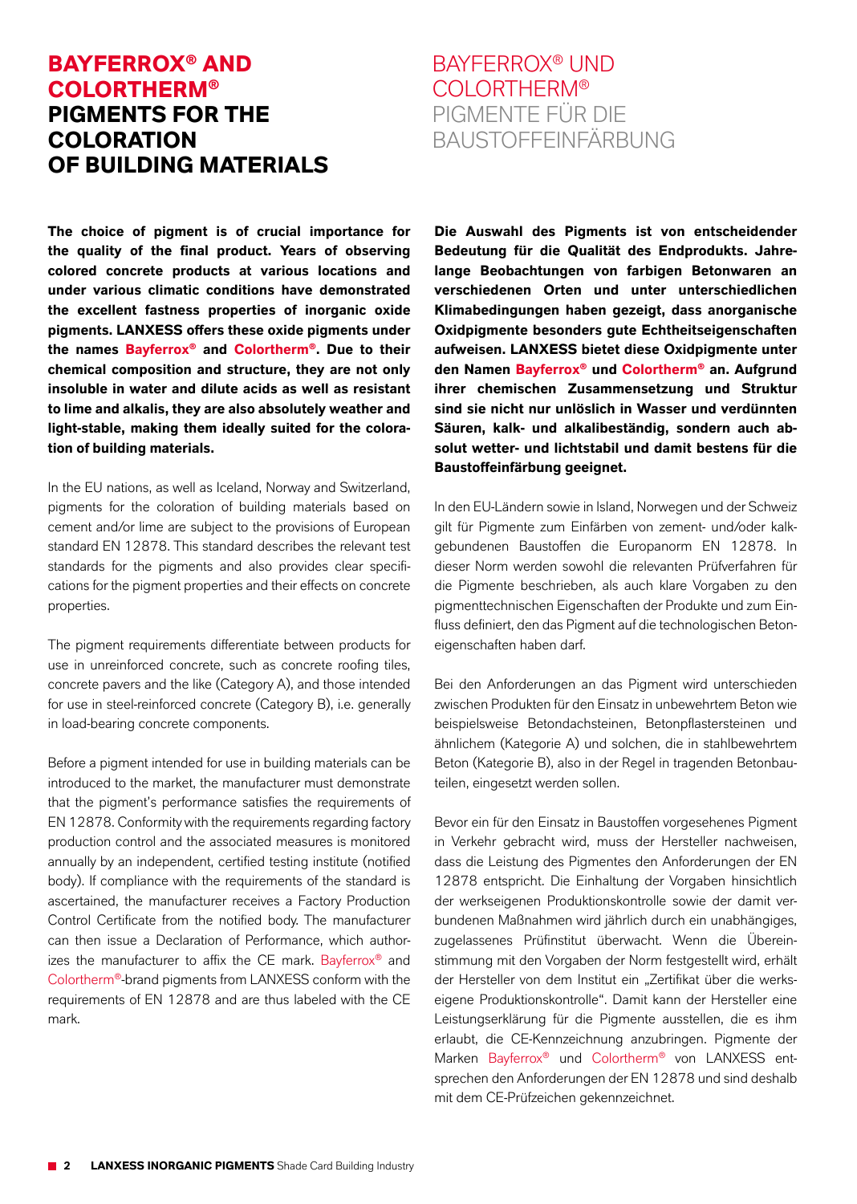# BAYFERROX® AND COLORTHERM® PIGMENTS FOR THE COLORATION OF BUILDING MATERIALS

**The choice of pigment is of crucial importance for the quality of the final product. Years of observing colored concrete products at various locations and under various climatic conditions have demonstrated the excellent fastness properties of inorganic oxide pigments. LANXESS offers these oxide pigments under the names Bayferrox® and Colortherm®. Due to their chemical composition and structure, they are not only insoluble in water and dilute acids as well as resistant to lime and alkalis, they are also absolutely weather and light-stable, making them ideally suited for the coloration of building materials.**

In the EU nations, as well as Iceland, Norway and Switzerland, pigments for the coloration of building materials based on cement and/or lime are subject to the provisions of European standard EN 12878. This standard describes the relevant test standards for the pigments and also provides clear specifications for the pigment properties and their effects on concrete properties.

The pigment requirements differentiate between products for use in unreinforced concrete, such as concrete roofing tiles, concrete pavers and the like (Category A), and those intended for use in steel-reinforced concrete (Category B), i.e. generally in load-bearing concrete components.

Before a pigment intended for use in building materials can be introduced to the market, the manufacturer must demonstrate that the pigment's performance satisfies the requirements of EN 12878. Conformity with the requirements regarding factory production control and the associated measures is monitored annually by an independent, certified testing institute (notified body). If compliance with the requirements of the standard is ascertained, the manufacturer receives a Factory Production Control Certificate from the notified body. The manufacturer can then issue a Declaration of Performance, which authorizes the manufacturer to affix the CE mark. Bayferrox® and Colortherm®-brand pigments from LANXESS conform with the requirements of EN 12878 and are thus labeled with the CE mark.

# BAYFERROX® UND COLORTHERM® PIGMENTE FÜR DIE BAUSTOFFEINFÄRBUNG

**Die Auswahl des Pigments ist von entscheidender Bedeutung für die Qualität des Endprodukts. Jahrelange Beobachtungen von farbigen Betonwaren an verschiedenen Orten und unter unterschiedlichen Klimabedingungen haben gezeigt, dass anorganische Oxidpigmente besonders gute Echtheitseigenschaften aufweisen. LANXESS bietet diese Oxidpigmente unter den Namen Bayferrox® und Colortherm® an. Aufgrund ihrer chemischen Zusammensetzung und Struktur sind sie nicht nur unlöslich in Wasser und verdünnten Säuren, kalk- und alkalibeständig, sondern auch absolut wetter- und lichtstabil und damit bestens für die Baustoffeinfärbung geeignet.**

In den EU-Ländern sowie in Island, Norwegen und der Schweiz gilt für Pigmente zum Einfärben von zement- und/oder kalkgebundenen Baustoffen die Europanorm EN 12878. In dieser Norm werden sowohl die relevanten Prüfverfahren für die Pigmente beschrieben, als auch klare Vorgaben zu den pigmenttechnischen Eigenschaften der Produkte und zum Einfluss definiert, den das Pigment auf die technologischen Betoneigenschaften haben darf.

Bei den Anforderungen an das Pigment wird unterschieden zwischen Produkten für den Einsatz in unbewehrtem Beton wie beispielsweise Betondachsteinen, Betonpflastersteinen und ähnlichem (Kategorie A) und solchen, die in stahlbewehrtem Beton (Kategorie B), also in der Regel in tragenden Betonbauteilen, eingesetzt werden sollen.

Bevor ein für den Einsatz in Baustoffen vorgesehenes Pigment in Verkehr gebracht wird, muss der Hersteller nachweisen, dass die Leistung des Pigmentes den Anforderungen der EN 12878 entspricht. Die Einhaltung der Vorgaben hinsichtlich der werkseigenen Produktionskontrolle sowie der damit verbundenen Maßnahmen wird jährlich durch ein unabhängiges, zugelassenes Prüfinstitut überwacht. Wenn die Übereinstimmung mit den Vorgaben der Norm festgestellt wird, erhält der Hersteller von dem Institut ein „Zertifikat über die werkseigene Produktionskontrolle". Damit kann der Hersteller eine Leistungserklärung für die Pigmente ausstellen, die es ihm erlaubt, die CE-Kennzeichnung anzubringen. Pigmente der Marken Bayferrox® und Colortherm® von LANXESS entsprechen den Anforderungen der EN 12878 und sind deshalb mit dem CE-Prüfzeichen gekennzeichnet.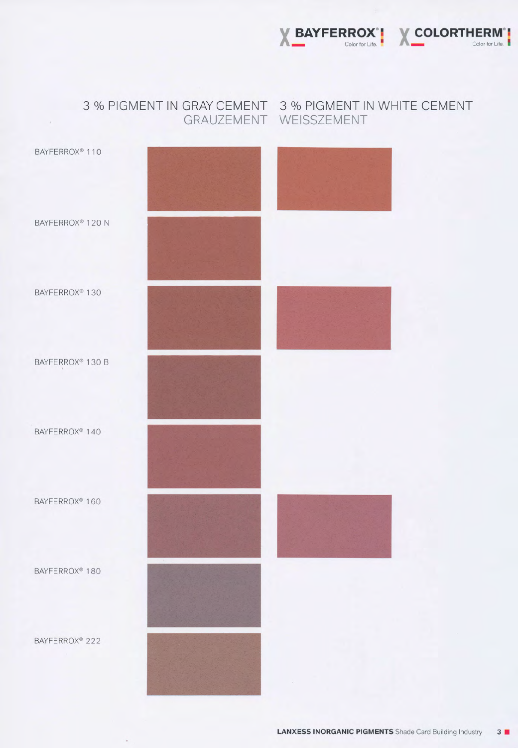| | 3 % PIGMENT IN GRAY CEMENT<br>GRAUZEMENT | 3 % PIGMENT IN WHITE CEMENT<br>WEISSZEMENT |
|---|---|---|
| BAYFERROX® 110 | | |
| BAYFERROX® 120 N | | |
| BAYFERROX® 130 | | |
| BAYFERROX® 130 B | | |
| BAYFERROX® 140 | | |
| BAYFERROX® 160 | | |
| BAYFERROX® 180 | | |
| BAYFERROX® 222 | | |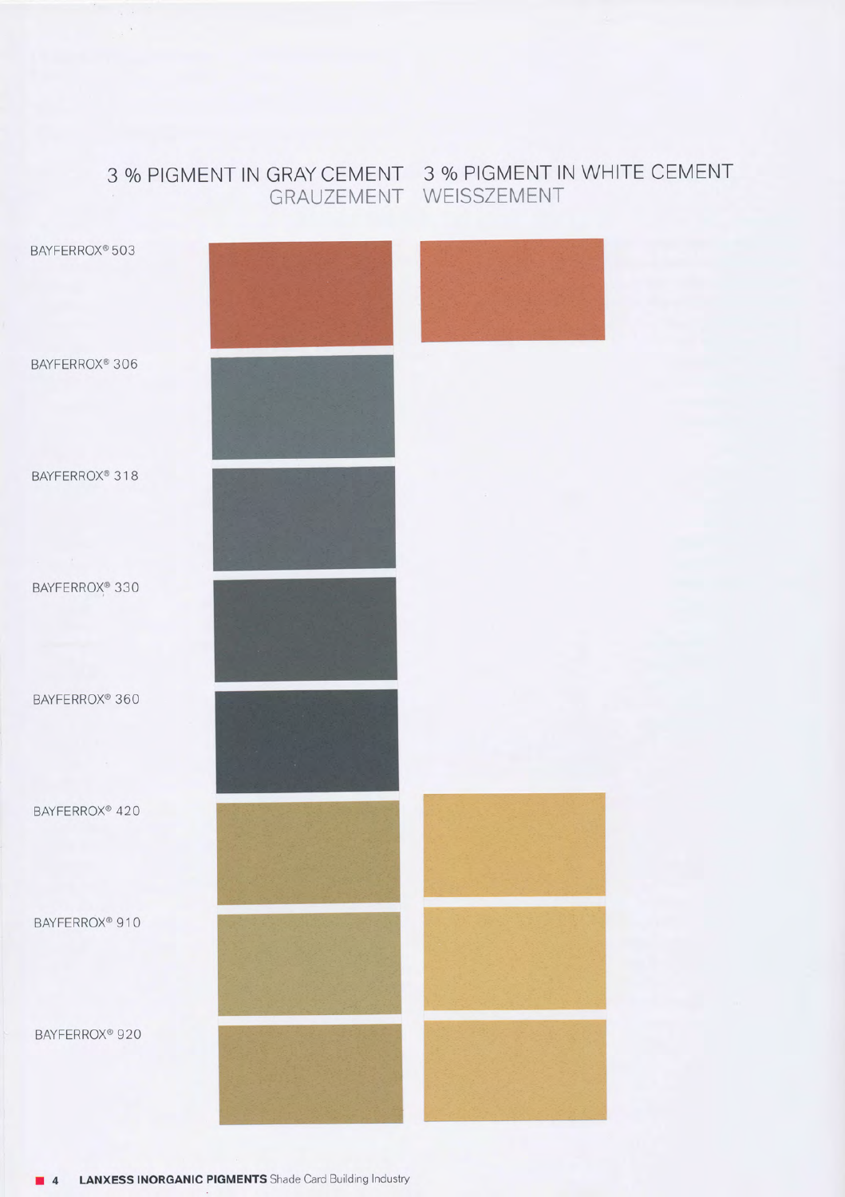| | 3 % PIGMENT IN GRAY CEMENT GRAUZEMENT | 3 % PIGMENT IN WHITE CEMENT WEISSZEMENT |
|---|---|---|
| BAYFERROX® 503 | | |
| BAYFERROX® 306 | | |
| BAYFERROX® 318 | | |
| BAYFERROX® 330 | | |
| BAYFERROX® 360 | | |
| BAYFERROX® 420 | | |
| BAYFERROX® 910 | | |
| BAYFERROX® 920 | | |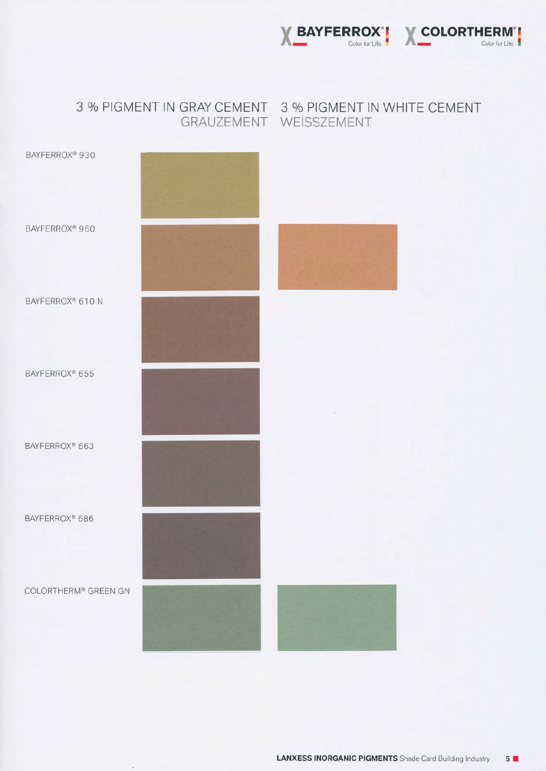| | 3 % PIGMENT IN GRAY CEMENT GRAUZEMENT | 3 % PIGMENT IN WHITE CEMENT WEISSZEMENT |
|---|---|---|
| BAYFERROX® 930 | | |
| BAYFERROX® 960 | | |
| BAYFERROX® 610 N | | |
| BAYFERROX® 655 | | |
| BAYFERROX® 663 | | |
| BAYFERROX® 686 | | |
| COLORTHERM® GREEN GN | | |

**LANXESS INORGANIC PIGMENTS** Shade Card Building Industry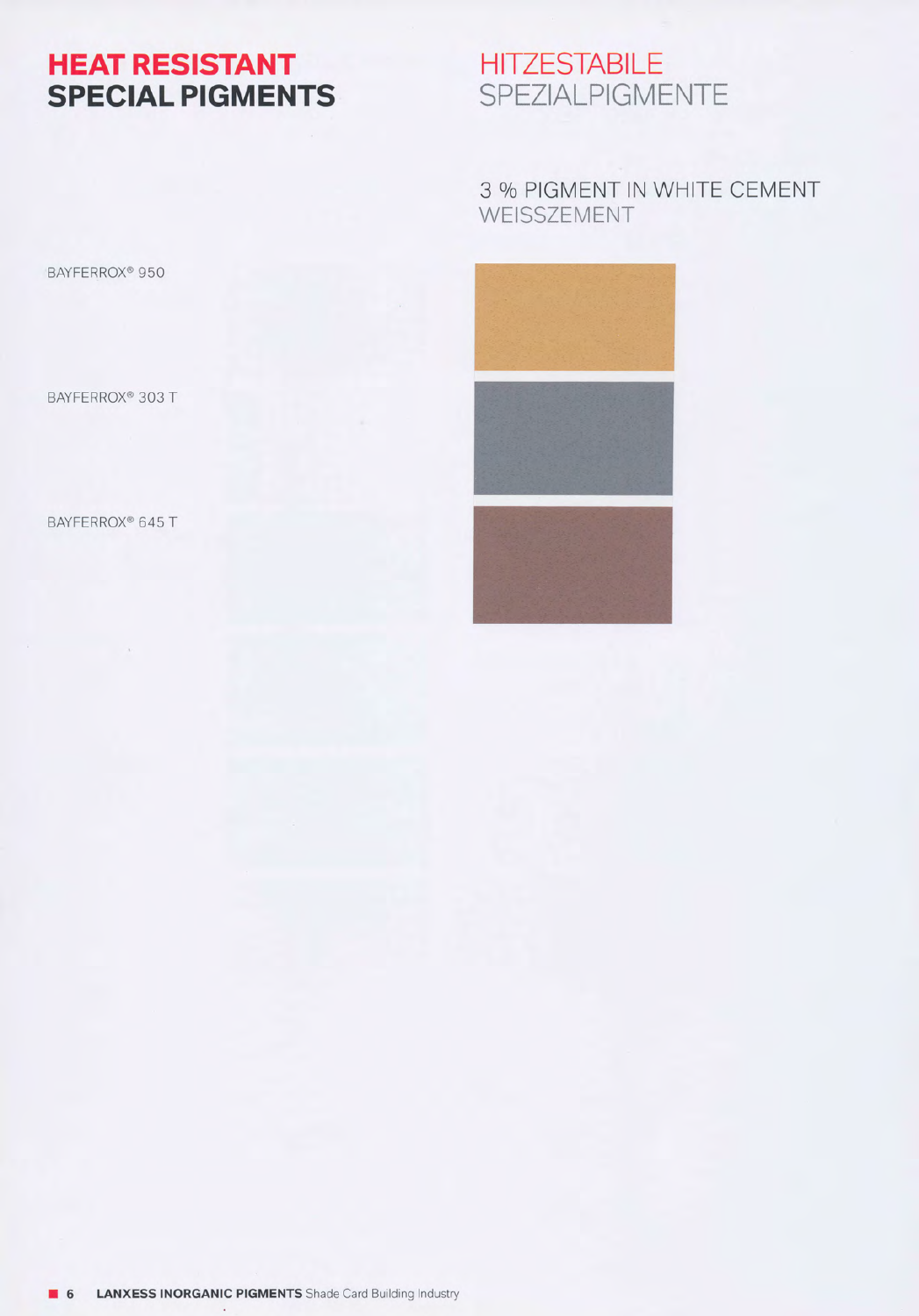# HEAT RESISTANT SPECIAL PIGMENTS

# HITZESTABILE SPEZIALPIGMENTE

## 3 % PIGMENT IN WHITE CEMENT
WEISSZEMENT

BAYFERROX® 950

BAYFERROX® 303 T

BAYFERROX® 645 T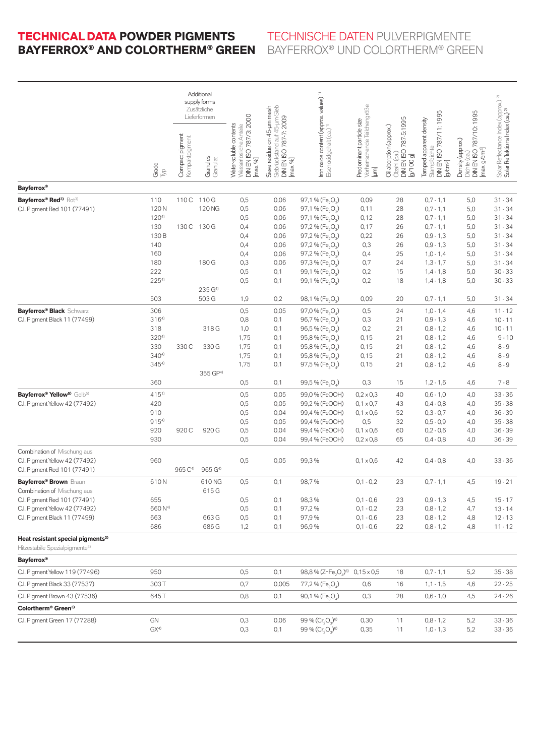# TECHNICAL DATA POWDER PIGMENTS BAYFERROX® AND COLORTHERM® GREEN

# TECHNISCHE DATEN PULVERPIGMENTE BAYFERROX® UND COLORTHERM® GREEN

| | Grade Typ | Additional supply forms Zusätzliche Lieferformen: Compact pigment Kompaktpigment | Granules Granulat | Water-soluble contents Wasserlösliche Anteile DIN EN ISO 787/3: 2000 [max. %] | Sieve residue on 45-µm mesh Siebrückstand auf 45-µm-Sieb DIN EN ISO 787-7: 2009 [max. %] | Iron oxide content (approx. values)[1] Eisenoxidgehalt (ca.)[1] | Predominant particle size Vorherrschende Teilchengröße [µm] | Oil absorption (approx.) Ölzahl (ca.) DIN EN ISO 787-5:1995 [g/100 g] | Tamped apparent density Stampfdichte DIN EN ISO 787/11: 1995 [g/cm³] | Density (approx.) Dichte (ca.) DIN EN ISO 787/10: 1995 [max. g/cm³] | Solar Reflectance Index (approx.)[2] Solar Reflektions Index (ca.)[2] |
|---|---|---|---|---|---|---|---|---|---|---|---|
| **Bayferrox®** | | | | | | | | | | | |
| **Bayferrox® Red[5]** Rot[5] | 110 | 110 C | 110 G | 0,5 | 0,06 | 97,1 % ($Fe_2O_3$) | 0,09 | 28 | 0,7 - 1,1 | 5,0 | 31 - 34 |
| C.I. Pigment Red 101 (77491) | 120 N | | 120 NG | 0,5 | 0,06 | 97,1 % ($Fe_2O_3$) | 0,11 | 28 | 0,7 - 1,1 | 5,0 | 31 - 34 |
| | 120[4] | | | 0,5 | 0,06 | 97,1 % ($Fe_2O_3$) | 0,12 | 28 | 0,7 - 1,1 | 5,0 | 31 - 34 |
| | 130 | 130 C | 130 G | 0,4 | 0,06 | 97,2 % ($Fe_2O_3$) | 0,17 | 26 | 0,7 - 1,1 | 5,0 | 31 - 34 |
| | 130 B | | | 0,4 | 0,06 | 97,2 % ($Fe_2O_3$) | 0,22 | 26 | 0,9 - 1,3 | 5,0 | 31 - 34 |
| | 140 | | | 0,4 | 0,06 | 97,2 % ($Fe_2O_3$) | 0,3 | 26 | 0,9 - 1,3 | 5,0 | 31 - 34 |
| | 160 | | | 0,4 | 0,06 | 97,2 % ($Fe_2O_3$) | 0,4 | 25 | 1,0 - 1,4 | 5,0 | 31 - 34 |
| | 180 | | 180 G | 0,3 | 0,06 | 97,3 % ($Fe_2O_3$) | 0,7 | 24 | 1,3 - 1,7 | 5,0 | 31 - 34 |
| | 222 | | | 0,5 | 0,1 | 99,1 % ($Fe_2O_3$) | 0,2 | 15 | 1,4 - 1,8 | 5,0 | 30 - 33 |
| | 225[4] | | | 0,5 | 0,1 | 99,1 % ($Fe_2O_3$) | 0,2 | 18 | 1,4 - 1,8 | 5,0 | 30 - 33 |
| | | | 235 G[4] | | | | | | | | |
| | 503 | | 503 G | 1,9 | 0,2 | 98,1 % ($Fe_2O_3$) | 0,09 | 20 | 0,7 - 1,1 | 5,0 | 31 - 34 |
| **Bayferrox® Black** Schwarz | 306 | | | 0,5 | 0,05 | 97,0 % ($Fe_3O_4$) | 0,5 | 24 | 1,0 - 1,4 | 4,6 | 11 - 12 |
| C.I. Pigment Black 11 (77499) | 316[4] | | | 0,8 | 0,1 | 96,7 % ($Fe_3O_4$) | 0,3 | 21 | 0,9 - 1,3 | 4,6 | 10 - 11 |
| | 318 | | 318 G | 1,0 | 0,1 | 96,5 % ($Fe_3O_4$) | 0,2 | 21 | 0,8 - 1,2 | 4,6 | 10 - 11 |
| | 320[4] | | | 1,75 | 0,1 | 95,8 % ($Fe_3O_4$) | 0,15 | 21 | 0,8 - 1,2 | 4,6 | 9 - 10 |
| | 330 | 330 C | 330 G | 1,75 | 0,1 | 95,8 % ($Fe_3O_4$) | 0,15 | 21 | 0,8 - 1,2 | 4,6 | 8 - 9 |
| | 340[4] | | | 1,75 | 0,1 | 95,8 % ($Fe_3O_4$) | 0,15 | 21 | 0,8 - 1,2 | 4,6 | 8 - 9 |
| | 345[4] | | | 1,75 | 0,1 | 97,5 % ($Fe_3O_4$) | 0,15 | 21 | 0,8 - 1,2 | 4,6 | 8 - 9 |
| | | | 355 GP[4] | | | | | | | | |
| | 360 | | | 0,5 | 0,1 | 99,5 % ($Fe_3O_4$) | 0,3 | 15 | 1,2 - 1,6 | 4,6 | 7 - 8 |
| **Bayferrox® Yellow[5]** Gelb[5] | 415[1] | | | 0,5 | 0,05 | 99,0 % (FeOOH) | 0,2 x 0,3 | 40 | 0,6 - 1,0 | 4,0 | 33 - 36 |
| C.I. Pigment Yellow 42 (77492) | 420 | | | 0,5 | 0,05 | 99,2 % (FeOOH) | 0,1 x 0,7 | 43 | 0,4 - 0,8 | 4,0 | 35 - 38 |
| | 910 | | | 0,5 | 0,04 | 99,4 % (FeOOH) | 0,1 x 0,6 | 52 | 0,3 - 0,7 | 4,0 | 36 - 39 |
| | 915[4] | | | 0,5 | 0,05 | 99,4 % (FeOOH) | 0,5 | 32 | 0,5 - 0,9 | 4,0 | 35 - 38 |
| | 920 | 920 C | 920 G | 0,5 | 0,04 | 99,4 % (FeOOH) | 0,1 x 0,6 | 60 | 0,2 - 0,6 | 4,0 | 36 - 39 |
| | 930 | | | 0,5 | 0,04 | 99,4 % (FeOOH) | 0,2 x 0,8 | 65 | 0,4 - 0,8 | 4,0 | 36 - 39 |
| Combination of Mischung aus C.I. Pigment Yellow 42 (77492) | 960 | | | 0,5 | 0,05 | 99,3 % | 0,1 x 0,6 | 42 | 0,4 - 0,8 | 4,0 | 33 - 36 |
| C.I. Pigment Red 101 (77491) | | 965 C[4] | 965 G[4] | | | | | | | | |
| **Bayferrox® Brown** Braun | 610 N | | 610 NG | 0,5 | 0,1 | 98,7 % | 0,1 - 0,2 | 23 | 0,7 - 1,1 | 4,5 | 19 - 21 |
| Combination of Mischung aus | | | 615 G | | | | | | | | |
| C.I. Pigment Red 101 (77491) | 655 | | | 0,5 | 0,1 | 98,3 % | 0,1 - 0,6 | 23 | 0,9 - 1,3 | 4,5 | 15 - 17 |
| C.I. Pigment Yellow 42 (77492) | 660 N[4] | | | 0,5 | 0,1 | 97,2 % | 0,1 - 0,2 | 23 | 0,8 - 1,2 | 4,7 | 13 - 14 |
| C.I. Pigment Black 11 (77499) | 663 | | 663 G | 0,5 | 0,1 | 97,9 % | 0,1 - 0,6 | 23 | 0,8 - 1,2 | 4,8 | 12 - 13 |
| | 686 | | 686 G | 1,2 | 0,1 | 96,9 % | 0,1 - 0,6 | 22 | 0,8 - 1,2 | 4,8 | 11 - 12 |
| **Heat resistant special pigments[3]** Hitzestabile Spezialpigmente[3] | | | | | | | | | | | |
| **Bayferrox®** | | | | | | | | | | | |
| C.I. Pigment Yellow 119 (77496) | 950 | | | 0,5 | 0,1 | 98,8 % ($ZnFe_2O_4$)[6] | 0,15 x 0,5 | 18 | 0,7 - 1,1 | 5,2 | 35 - 38 |
| C.I. Pigment Black 33 (77537) | 303 T | | | 0,7 | 0,005 | 77,2 % ($Fe_3O_4$) | 0,6 | 16 | 1,1 - 1,5 | 4,6 | 22 - 25 |
| C.I. Pigment Brown 43 (77536) | 645 T | | | 0,8 | 0,1 | 90,1 % ($Fe_3O_4$) | 0,3 | 28 | 0,6 - 1,0 | 4,5 | 24 - 26 |
| **Colortherm® Green[3]** | | | | | | | | | | | |
| C.I. Pigment Green 17 (77288) | GN | | | 0,3 | 0,06 | 99 % ($Cr_2O_3$)[6] | 0,30 | 11 | 0,8 - 1,2 | 5,2 | 33 - 36 |
| | GX[4] | | | 0,3 | 0,1 | 99 % ($Cr_2O_3$)[6] | 0,35 | 11 | 1,0 - 1,3 | 5,2 | 33 - 36 |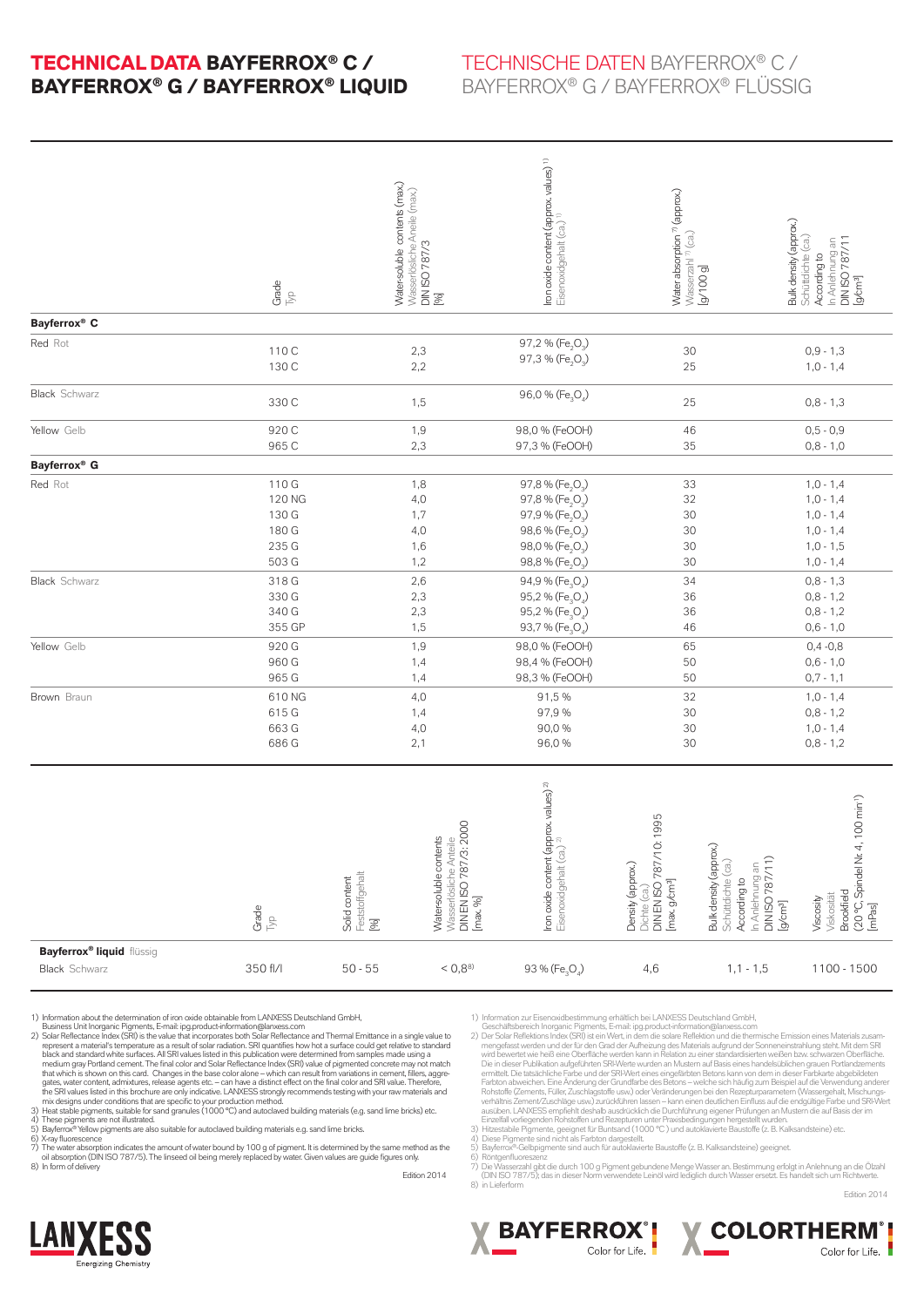# TECHNICAL DATA BAYFERROX® C / BAYFERROX® G / BAYFERROX® LIQUID

# TECHNISCHE DATEN BAYFERROX® C / BAYFERROX® G / BAYFERROX® FLÜSSIG

| | Grade Typ | Water-soluble contents (max.) Wasserlösliche Anteile (max.) DIN ISO 787/3 [%] | Iron oxide content (approx. values) [1] Eisenoxidgehalt (ca.) [1] | Water absorption [7] (approx.) Wasserzahl [7] (ca.) [g/100 g] | Bulk density (approx.) Schüttdichte (ca.) According to In Anlehnung an DIN ISO 787/11 [g/cm³] |
|---|---|---|---|---|---|
| **Bayferrox® C** | | | | | |
| Red Rot | 110 C | 2,3 | 97,2 % ($Fe_2O_3$) | 30 | 0,9 - 1,3 |
| | 130 C | 2,2 | 97,3 % ($Fe_2O_3$) | 25 | 1,0 - 1,4 |
| Black Schwarz | 330 C | 1,5 | 96,0 % ($Fe_3O_4$) | 25 | 0,8 - 1,3 |
| Yellow Gelb | 920 C | 1,9 | 98,0 % (FeOOH) | 46 | 0,5 - 0,9 |
| | 965 C | 2,3 | 97,3 % (FeOOH) | 35 | 0,8 - 1,0 |
| **Bayferrox® G** | | | | | |
| Red Rot | 110 G | 1,8 | 97,8 % ($Fe_2O_3$) | 33 | 1,0 - 1,4 |
| | 120 NG | 4,0 | 97,8 % ($Fe_2O_3$) | 32 | 1,0 - 1,4 |
| | 130 G | 1,7 | 97,9 % ($Fe_2O_3$) | 30 | 1,0 - 1,4 |
| | 180 G | 4,0 | 98,6 % ($Fe_2O_3$) | 30 | 1,0 - 1,4 |
| | 235 G | 1,6 | 98,0 % ($Fe_2O_3$) | 30 | 1,0 - 1,5 |
| | 503 G | 1,2 | 98,8 % ($Fe_2O_3$) | 30 | 1,0 - 1,4 |
| Black Schwarz | 318 G | 2,6 | 94,9 % ($Fe_3O_4$) | 34 | 0,8 - 1,3 |
| | 330 G | 2,3 | 95,2 % ($Fe_3O_4$) | 36 | 0,8 - 1,2 |
| | 340 G | 2,3 | 95,2 % ($Fe_3O_4$) | 36 | 0,8 - 1,2 |
| | 355 GP | 1,5 | 93,7 % ($Fe_3O_4$) | 46 | 0,6 - 1,0 |
| Yellow Gelb | 920 G | 1,9 | 98,0 % (FeOOH) | 65 | 0,4 -0,8 |
| | 960 G | 1,4 | 98,4 % (FeOOH) | 50 | 0,6 - 1,0 |
| | 965 G | 1,4 | 98,3 % (FeOOH) | 50 | 0,7 - 1,1 |
| Brown Braun | 610 NG | 4,0 | 91,5 % | 32 | 1,0 - 1,4 |
| | 615 G | 1,4 | 97,9 % | 30 | 0,8 - 1,2 |
| | 663 G | 4,0 | 90,0 % | 30 | 1,0 - 1,4 |
| | 686 G | 2,1 | 96,0 % | 30 | 0,8 - 1,2 |

| | Grade Typ | Solid content Feststoffgehalt [%] | Watersoluble contents Wasserlösliche Anteile DIN EN ISO 787/3: 2000 [max. %] | Iron oxide content (approx. values) [2] Eisenoxidgehalt (ca.) [2] | Density (approx.) Dichte (ca.) DIN EN ISO 787/10: 1995 [max. g/cm³] | Bulk density (approx.) Schüttdichte (ca.) According to In Anlehnung an DIN ISO 787/11) [g/cm³] | Viscosity Viskosität Brookfield (20 °C, Spindel Nr. 4, 100 min⁻¹) [mPas] |
|---|---|---|---|---|---|---|---|
| **Bayferrox® liquid** flüssig | | | | | | | |
| Black Schwarz | 350 fl/l | 50 - 55 | < 0,8[8] | 93 % ($Fe_3O_4$) | 4,6 | 1,1 - 1,5 | 1100 - 1500 |

1) Information about the determination of iron oxide obtainable from LANXESS Deutschland GmbH, Business Unit Inorganic Pigments, E-mail: ipg.product-information@lanxess.com
2) Solar Reflectance Index (SRI) is the value that incorporates both Solar Reflectance and Thermal Emittance in a single value to represent a material's temperature as a result of solar radiation. SRI quantifies how hot a surface could get relative to standard black and standard white surfaces. All SRI values listed in this publication were determined from samples made using a medium gray Portland cement. The final color and Solar Reflectance Index (SRI) value of pigmented concrete may not match that which is shown on this card. Changes in the base color alone – which can result from variations in cement, fillers, aggregates, water content, admixtures, release agents etc. – can have a distinct effect on the final color and SRI value. Therefore, the SRI values listed in this brochure are only indicative. LANXESS strongly recommends testing with your raw materials and mix designs under conditions that are specific to your production method.
3) Heat stable pigments, suitable for sand granules (1000 °C) and autoclaved building materials (e.g. sand lime bricks) etc.
4) These pigments are not illustrated.
5) Bayferrox® Yellow pigments are also suitable for autoclaved building materials e.g. sand lime bricks.
6) X-ray fluorescence
7) The water absorption indicates the amount of water bound by 100 g of pigment. It is determined by the same method as the oil absorption (DIN ISO 787/5). The linseed oil being merely replaced by water. Given values are guide figures only.
8) In form of delivery

Edition 2014

1) Information zur Eisenoxidbestimmung erhältlich bei LANXESS Deutschland GmbH, Geschäftsbereich Inorganic Pigments, E-mail: ipg.product-information@lanxess.com
2) Der Solar Reflektions Index (SRI) ist ein Wert, in dem die solare Reflektion und die thermische Emission eines Materials zusammengefasst werden und der für den Grad der Aufheizung des Materials aufgrund der Sonneneinstrahlung steht. Mit dem SRI wird bewertet wie heiß eine Oberfläche werden kann in Relation zu einer standardisierten weißen bzw. schwarzen Oberfläche. Die in dieser Publikation aufgeführten SRI-Werte wurden an Mustern auf Basis eines handelsüblichen grauen Portlandzements ermittelt. Die tatsächliche Farbe und der SRI-Wert eines eingefärbten Betons kann von dem in dieser Farbkarte abgebildeten Farbton abweichen. Eine Änderung der Grundfarbe des Betons – welche sich häufig zum Beispiel auf die Verwendung anderer Rohstoffe (Zements, Füller, Zuschlagstoffe usw.) oder Veränderungen bei den Rezepturparametern (Wassergehalt, Mischungsverhältnis Zement/Zuschläge usw.) zurückführen lassen – kann einen deutlichen Einfluss auf die endgültige Farbe und SRI-Wert ausüben. LANXESS empfiehlt deshalb ausdrücklich die Durchführung eigener Prüfungen an Mustern die auf Basis der im Einzelfall vorliegenden Rohstoffen und Rezepturen unter Praxisbedingungen hergestellt wurden.
3) Hitzestabile Pigmente, geeignet für Buntsand (1000 °C ) und autoklavierte Baustoffe (z. B. Kalksandsteine) etc.
4) Diese Pigmente sind nicht als Farbton dargestellt.
5) Bayferrox®-Gelbpigmente sind auch für autoklavierte Baustoffe (z. B. Kalksandsteine) geeignet.
6) Röntgenfluoreszenz
7) Die Wasserzahl gibt die durch 100 g Pigment gebundene Menge Wasser an. Bestimmung erfolgt in Anlehnung an die Ölzahl (DIN ISO 787/5); das in dieser Norm verwendete Leinöl wird lediglich durch Wasser ersetzt. Es handelt sich um Richtwerte.
8) in Lieferform

Edition 2014

LANXESS Energizing Chemistry

BAYFERROX® Color for Life.

COLORTHERM® Color for Life.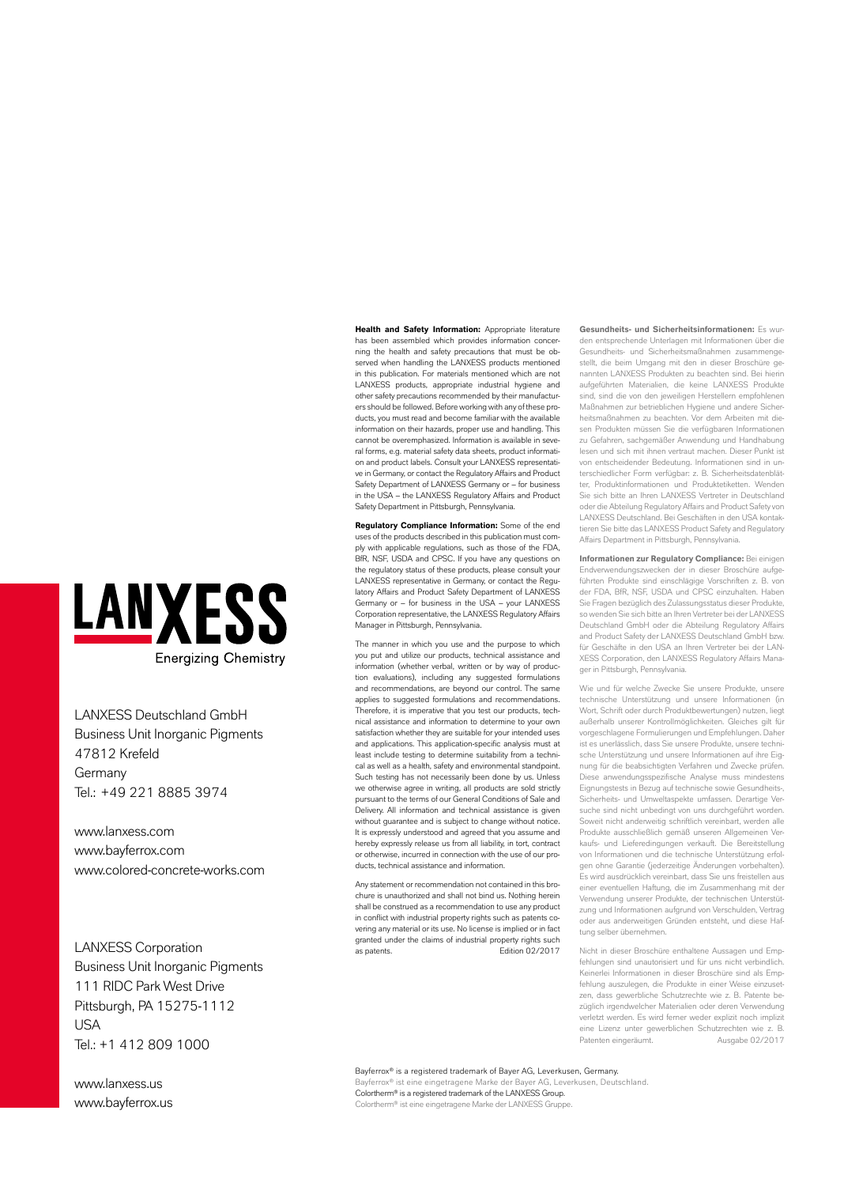LANXESS
Energizing Chemistry

LANXESS Deutschland GmbH
Business Unit Inorganic Pigments
47812 Krefeld
Germany
Tel.: +49 221 8885 3974

www.lanxess.com
www.bayferrox.com
www.colored-concrete-works.com

LANXESS Corporation
Business Unit Inorganic Pigments
111 RIDC Park West Drive
Pittsburgh, PA 15275-1112
USA
Tel.: +1 412 809 1000

www.lanxess.us
www.bayferrox.us

**Health and Safety Information:** Appropriate literature has been assembled which provides information concerning the health and safety precautions that must be observed when handling the LANXESS products mentioned in this publication. For materials mentioned which are not LANXESS products, appropriate industrial hygiene and other safety precautions recommended by their manufacturers should be followed. Before working with any of these products, you must read and become familiar with the available information on their hazards, proper use and handling. This cannot be overemphasized. Information is available in several forms, e.g. material safety data sheets, product information and product labels. Consult your LANXESS representative in Germany, or contact the Regulatory Affairs and Product Safety Department of LANXESS Germany or – for business in the USA – the LANXESS Regulatory Affairs and Product Safety Department in Pittsburgh, Pennsylvania.

**Regulatory Compliance Information:** Some of the end uses of the products described in this publication must comply with applicable regulations, such as those of the FDA, BfR, NSF, USDA and CPSC. If you have any questions on the regulatory status of these products, please consult your LANXESS representative in Germany, or contact the Regulatory Affairs and Product Safety Department of LANXESS Germany or – for business in the USA – your LANXESS Corporation representative, the LANXESS Regulatory Affairs Manager in Pittsburgh, Pennsylvania.

The manner in which you use and the purpose to which you put and utilize our products, technical assistance and information (whether verbal, written or by way of production evaluations), including any suggested formulations and recommendations, are beyond our control. The same applies to suggested formulations and recommendations. Therefore, it is imperative that you test our products, technical assistance and information to determine to your own satisfaction whether they are suitable for your intended uses and applications. This application-specific analysis must at least include testing to determine suitability from a technical as well as a health, safety and environmental standpoint. Such testing has not necessarily been done by us. Unless we otherwise agree in writing, all products are sold strictly pursuant to the terms of our General Conditions of Sale and Delivery. All information and technical assistance is given without guarantee and is subject to change without notice. It is expressly understood and agreed that you assume and hereby expressly release us from all liability, in tort, contract or otherwise, incurred in connection with the use of our products, technical assistance and information.

Any statement or recommendation not contained in this brochure is unauthorized and shall not bind us. Nothing herein shall be construed as a recommendation to use any product in conflict with industrial property rights such as patents covering any material or its use. No license is implied or in fact granted under the claims of industrial property rights such as patents.

Edition 02/2017

**Gesundheits- und Sicherheitsinformationen:** Es wurden entsprechende Unterlagen mit Informationen über die Gesundheits- und Sicherheitsmaßnahmen zusammengestellt, die beim Umgang mit den in dieser Broschüre genannten LANXESS Produkten zu beachten sind. Bei hierin aufgeführten Materialien, die keine LANXESS Produkte sind, sind die von den jeweiligen Herstellern empfohlenen Maßnahmen zur betrieblichen Hygiene und andere Sicherheitsmaßnahmen zu beachten. Vor dem Arbeiten mit diesen Produkten müssen Sie die verfügbaren Informationen zu Gefahren, sachgemäßer Anwendung und Handhabung lesen und sich mit ihnen vertraut machen. Dieser Punkt ist von entscheidender Bedeutung. Informationen sind in unterschiedlicher Form verfügbar: z. B. Sicherheitsdatenblätter, Produktinformationen und Produktetiketten. Wenden Sie sich bitte an Ihren LANXESS Vertreter in Deutschland oder die Abteilung Regulatory Affairs and Product Safety von LANXESS Deutschland. Bei Geschäften in den USA kontaktieren Sie bitte das LANXESS Product Safety and Regulatory Affairs Department in Pittsburgh, Pennsylvania.

**Informationen zur Regulatory Compliance:** Bei einigen Endverwendungszwecken der in dieser Broschüre aufgeführten Produkte sind einschlägige Vorschriften z. B. von der FDA, BfR, NSF, USDA und CPSC einzuhalten. Haben Sie Fragen bezüglich des Zulassungsstatus dieser Produkte, so wenden Sie sich bitte an Ihren Vertreter bei der LANXESS Deutschland GmbH oder die Abteilung Regulatory Affairs and Product Safety der LANXESS Deutschland GmbH bzw. für Geschäfte in den USA an Ihren Vertreter bei der LANXESS Corporation, den LANXESS Regulatory Affairs Manager in Pittsburgh, Pennsylvania.

Wie und für welche Zwecke Sie unsere Produkte, unsere technische Unterstützung und unsere Informationen (in Wort, Schrift oder durch Produktbewertungen) nutzen, liegt außerhalb unserer Kontrollmöglichkeiten. Gleiches gilt für vorgeschlagene Formulierungen und Empfehlungen. Daher ist es unerlässlich, dass Sie unsere Produkte, unsere technische Unterstützung und unsere Informationen auf ihre Eignung für die beabsichtigten Verfahren und Zwecke prüfen. Diese anwendungsspezifische Analyse muss mindestens Eignungstests in Bezug auf technische sowie Gesundheits-, Sicherheits- und Umweltaspekte umfassen. Derartige Versuche sind nicht unbedingt von uns durchgeführt worden. Soweit nicht anderweitig schriftlich vereinbart, werden alle Produkte ausschließlich gemäß unseren Allgemeinen Verkaufs- und Lieferedingungen verkauft. Die Bereitstellung von Informationen und die technische Unterstützung erfolgen ohne Garantie (jederzeitige Änderungen vorbehalten). Es wird ausdrücklich vereinbart, dass Sie uns freistellen aus einer eventuellen Haftung, die im Zusammenhang mit der Verwendung unserer Produkte, der technischen Unterstützung und Informationen aufgrund von Verschulden, Vertrag oder aus anderweitigen Gründen entsteht, und diese Haftung selber übernehmen.

Nicht in dieser Broschüre enthaltene Aussagen und Empfehlungen sind unautorisiert und für uns nicht verbindlich. Keinerlei Informationen in dieser Broschüre sind als Empfehlung auszulegen, die Produkte in einer Weise einzusetzen, dass gewerbliche Schutzrechte wie z. B. Patente bezüglich irgendwelcher Materialien oder deren Verwendung verletzt werden. Es wird ferner weder explizit noch implizit eine Lizenz unter gewerblichen Schutzrechten wie z. B. Patenten eingeräumt.

Ausgabe 02/2017

Bayferrox® is a registered trademark of Bayer AG, Leverkusen, Germany.
Bayferrox® ist eine eingetragene Marke der Bayer AG, Leverkusen, Deutschland.
Colortherm® is a registered trademark of the LANXESS Group.
Colortherm® ist eine eingetragene Marke der LANXESS Gruppe.